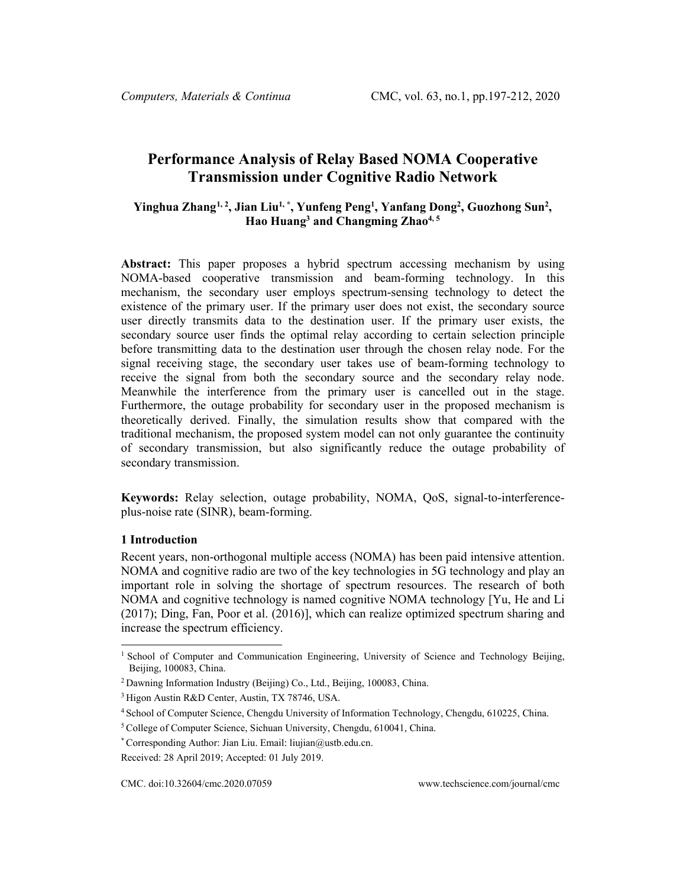# Performance Analysis of Relay Based NOMA Cooperative Transmission under Cognitive Radio Network

**Yinghua Zhang[1, 2], Jian Liu[1, *], Yunfeng Peng[1], Yanfang Dong[2], Guozhong Sun[2], Hao Huang[3] and Changming Zhao[4, 5]**

**Abstract:** This paper proposes a hybrid spectrum accessing mechanism by using NOMA-based cooperative transmission and beam-forming technology. In this mechanism, the secondary user employs spectrum-sensing technology to detect the existence of the primary user. If the primary user does not exist, the secondary source user directly transmits data to the destination user. If the primary user exists, the secondary source user finds the optimal relay according to certain selection principle before transmitting data to the destination user through the chosen relay node. For the signal receiving stage, the secondary user takes use of beam-forming technology to receive the signal from both the secondary source and the secondary relay node. Meanwhile the interference from the primary user is cancelled out in the stage. Furthermore, the outage probability for secondary user in the proposed mechanism is theoretically derived. Finally, the simulation results show that compared with the traditional mechanism, the proposed system model can not only guarantee the continuity of secondary transmission, but also significantly reduce the outage probability of secondary transmission.

**Keywords:** Relay selection, outage probability, NOMA, QoS, signal-to-interference-plus-noise rate (SINR), beam-forming.

## 1 Introduction

Recent years, non-orthogonal multiple access (NOMA) has been paid intensive attention. NOMA and cognitive radio are two of the key technologies in 5G technology and play an important role in solving the shortage of spectrum resources. The research of both NOMA and cognitive technology is named cognitive NOMA technology [Yu, He and Li (2017); Ding, Fan, Poor et al. (2016)], which can realize optimized spectrum sharing and increase the spectrum efficiency.

---

[1] School of Computer and Communication Engineering, University of Science and Technology Beijing, Beijing, 100083, China.

[2] Dawning Information Industry (Beijing) Co., Ltd., Beijing, 100083, China.

[3] Higon Austin R&D Center, Austin, TX 78746, USA.

[4] School of Computer Science, Chengdu University of Information Technology, Chengdu, 610225, China.

[5] College of Computer Science, Sichuan University, Chengdu, 610041, China.

[*] Corresponding Author: Jian Liu. Email: liujian@ustb.edu.cn.

Received: 28 April 2019; Accepted: 01 July 2019.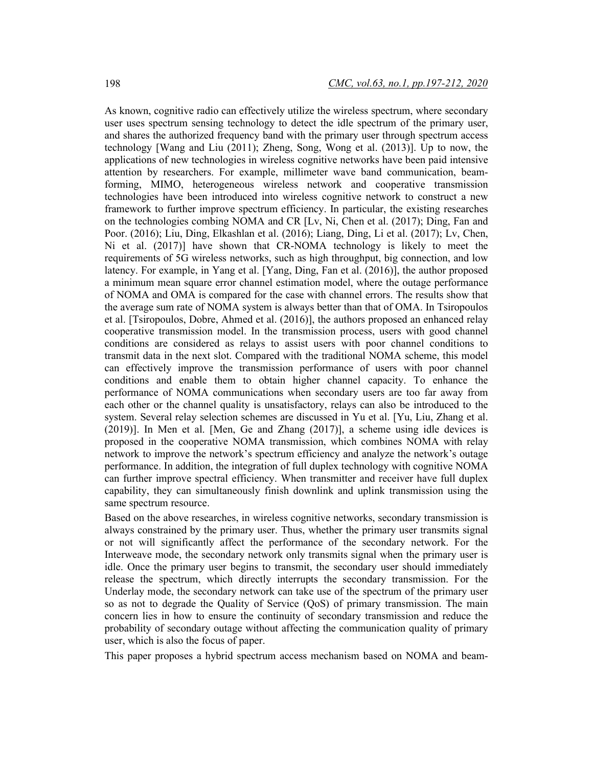As known, cognitive radio can effectively utilize the wireless spectrum, where secondary user uses spectrum sensing technology to detect the idle spectrum of the primary user, and shares the authorized frequency band with the primary user through spectrum access technology [Wang and Liu (2011); Zheng, Song, Wong et al. (2013)]. Up to now, the applications of new technologies in wireless cognitive networks have been paid intensive attention by researchers. For example, millimeter wave band communication, beam-forming, MIMO, heterogeneous wireless network and cooperative transmission technologies have been introduced into wireless cognitive network to construct a new framework to further improve spectrum efficiency. In particular, the existing researches on the technologies combing NOMA and CR [Lv, Ni, Chen et al. (2017); Ding, Fan and Poor. (2016); Liu, Ding, Elkashlan et al. (2016); Liang, Ding, Li et al. (2017); Lv, Chen, Ni et al. (2017)] have shown that CR-NOMA technology is likely to meet the requirements of 5G wireless networks, such as high throughput, big connection, and low latency. For example, in Yang et al. [Yang, Ding, Fan et al. (2016)], the author proposed a minimum mean square error channel estimation model, where the outage performance of NOMA and OMA is compared for the case with channel errors. The results show that the average sum rate of NOMA system is always better than that of OMA. In Tsiropoulos et al. [Tsiropoulos, Dobre, Ahmed et al. (2016)], the authors proposed an enhanced relay cooperative transmission model. In the transmission process, users with good channel conditions are considered as relays to assist users with poor channel conditions to transmit data in the next slot. Compared with the traditional NOMA scheme, this model can effectively improve the transmission performance of users with poor channel conditions and enable them to obtain higher channel capacity. To enhance the performance of NOMA communications when secondary users are too far away from each other or the channel quality is unsatisfactory, relays can also be introduced to the system. Several relay selection schemes are discussed in Yu et al. [Yu, Liu, Zhang et al. (2019)]. In Men et al. [Men, Ge and Zhang (2017)], a scheme using idle devices is proposed in the cooperative NOMA transmission, which combines NOMA with relay network to improve the network's spectrum efficiency and analyze the network's outage performance. In addition, the integration of full duplex technology with cognitive NOMA can further improve spectral efficiency. When transmitter and receiver have full duplex capability, they can simultaneously finish downlink and uplink transmission using the same spectrum resource.

Based on the above researches, in wireless cognitive networks, secondary transmission is always constrained by the primary user. Thus, whether the primary user transmits signal or not will significantly affect the performance of the secondary network. For the Interweave mode, the secondary network only transmits signal when the primary user is idle. Once the primary user begins to transmit, the secondary user should immediately release the spectrum, which directly interrupts the secondary transmission. For the Underlay mode, the secondary network can take use of the spectrum of the primary user so as not to degrade the Quality of Service (QoS) of primary transmission. The main concern lies in how to ensure the continuity of secondary transmission and reduce the probability of secondary outage without affecting the communication quality of primary user, which is also the focus of paper.

This paper proposes a hybrid spectrum access mechanism based on NOMA and beam-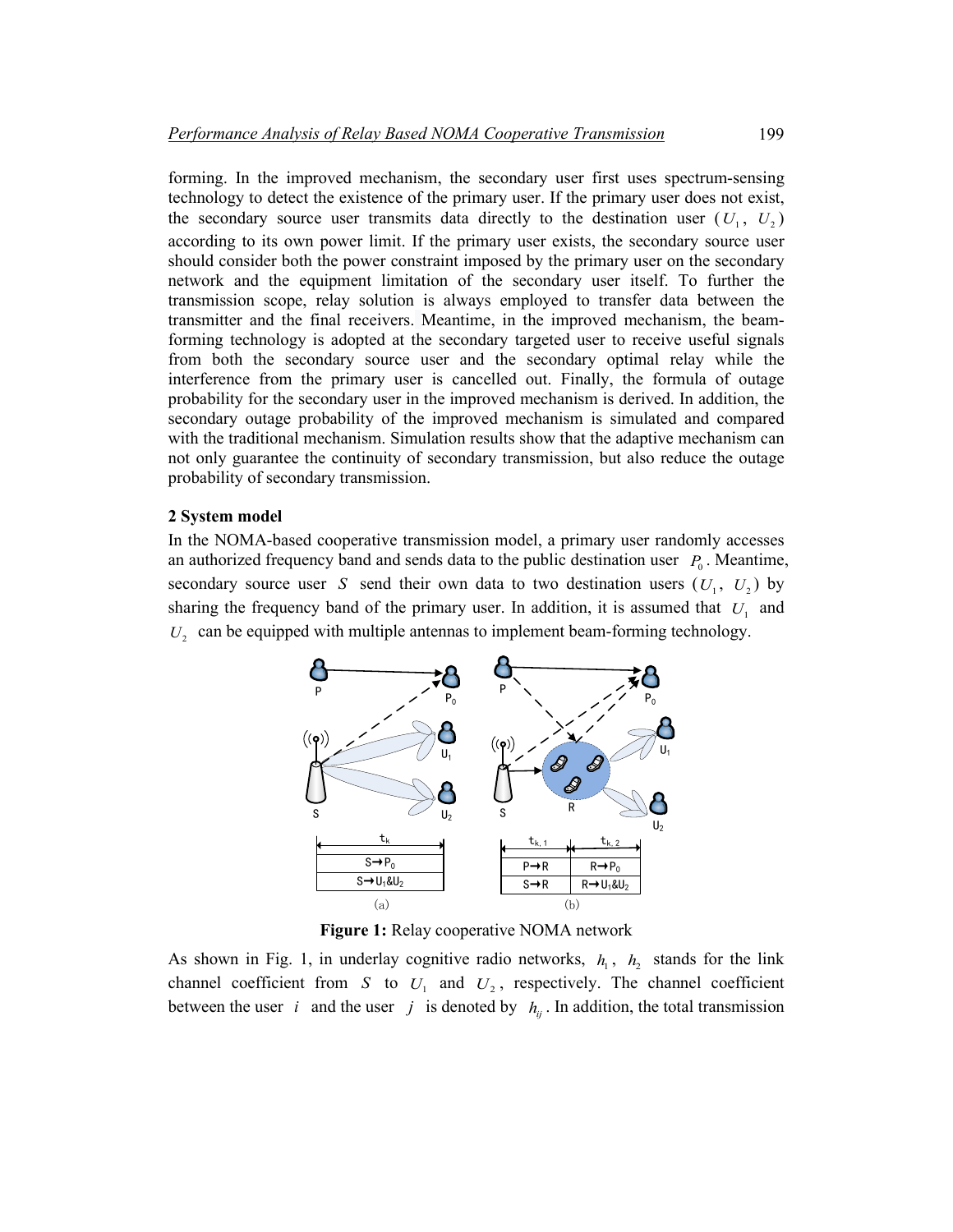forming. In the improved mechanism, the secondary user first uses spectrum-sensing technology to detect the existence of the primary user. If the primary user does not exist, the secondary source user transmits data directly to the destination user ($U_1$, $U_2$) according to its own power limit. If the primary user exists, the secondary source user should consider both the power constraint imposed by the primary user on the secondary network and the equipment limitation of the secondary user itself. To further the transmission scope, relay solution is always employed to transfer data between the transmitter and the final receivers. Meantime, in the improved mechanism, the beam-forming technology is adopted at the secondary targeted user to receive useful signals from both the secondary source user and the secondary optimal relay while the interference from the primary user is cancelled out. Finally, the formula of outage probability for the secondary user in the improved mechanism is derived. In addition, the secondary outage probability of the improved mechanism is simulated and compared with the traditional mechanism. Simulation results show that the adaptive mechanism can not only guarantee the continuity of secondary transmission, but also reduce the outage probability of secondary transmission.

## 2 System model

In the NOMA-based cooperative transmission model, a primary user randomly accesses an authorized frequency band and sends data to the public destination user $P_0$. Meantime, secondary source user $S$ send their own data to two destination users ($U_1$, $U_2$) by sharing the frequency band of the primary user. In addition, it is assumed that $U_1$ and $U_2$ can be equipped with multiple antennas to implement beam-forming technology.

**Figure 1:** Relay cooperative NOMA network

As shown in Fig. 1, in underlay cognitive radio networks, $h_1$, $h_2$ stands for the link channel coefficient from $S$ to $U_1$ and $U_2$, respectively. The channel coefficient between the user $i$ and the user $j$ is denoted by $h_{ij}$. In addition, the total transmission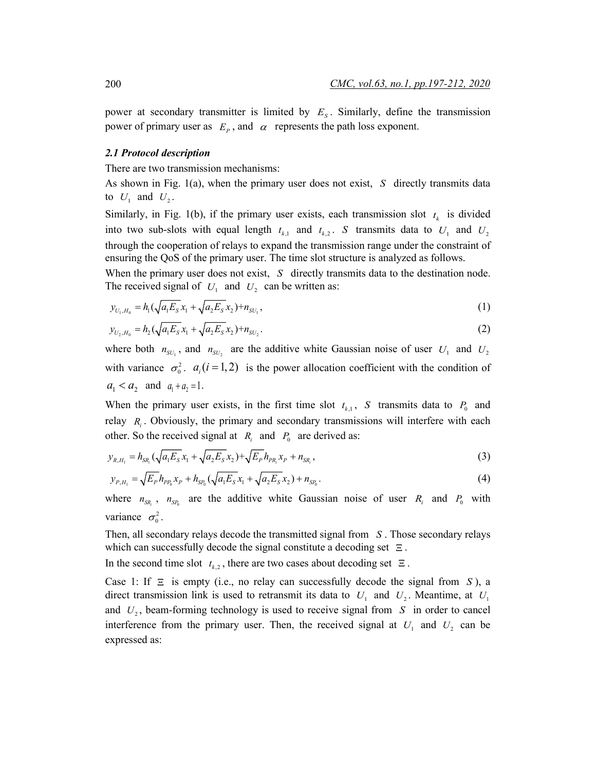power at secondary transmitter is limited by $E_S$. Similarly, define the transmission power of primary user as $E_P$, and $\alpha$ represents the path loss exponent.

### *2.1 Protocol description*

There are two transmission mechanisms:

As shown in Fig. 1(a), when the primary user does not exist, $S$ directly transmits data to $U_1$ and $U_2$.

Similarly, in Fig. 1(b), if the primary user exists, each transmission slot $t_k$ is divided into two sub-slots with equal length $t_{k,1}$ and $t_{k,2}$. $S$ transmits data to $U_1$ and $U_2$ through the cooperation of relays to expand the transmission range under the constraint of ensuring the QoS of the primary user. The time slot structure is analyzed as follows.

When the primary user does not exist, $S$ directly transmits data to the destination node. The received signal of $U_1$ and $U_2$ can be written as:

$$y_{U_1,H_0} = h_1(\sqrt{a_1 E_S} x_1 + \sqrt{a_2 E_S} x_2) + n_{SU_1}, \tag{1}$$

$$y_{U_2,H_0} = h_2(\sqrt{a_1 E_S} x_1 + \sqrt{a_2 E_S} x_2) + n_{SU_2}. \tag{2}$$

where both $n_{SU_1}$, and $n_{SU_2}$ are the additive white Gaussian noise of user $U_1$ and $U_2$ with variance $\sigma_0^2$. $a_i (i = 1,2)$ is the power allocation coefficient with the condition of $a_1 < a_2$ and $a_1 + a_2 = 1$.

When the primary user exists, in the first time slot $t_{k,1}$, $S$ transmits data to $P_0$ and relay $R_i$. Obviously, the primary and secondary transmissions will interfere with each other. So the received signal at $R_i$ and $P_0$ are derived as:

$$y_{R,H_1} = h_{SR_i}(\sqrt{a_1 E_S} x_1 + \sqrt{a_2 E_S} x_2) + \sqrt{E_P} h_{PR_i} x_P + n_{SR_i}, \tag{3}$$

$$y_{P,H_1} = \sqrt{E_P} h_{PP_0} x_P + h_{SP_0}(\sqrt{a_1 E_S} x_1 + \sqrt{a_2 E_S} x_2) + n_{SP_0}. \tag{4}$$

where $n_{SR_i}$, $n_{SP_0}$ are the additive white Gaussian noise of user $R_i$ and $P_0$ with variance $\sigma_0^2$.

Then, all secondary relays decode the transmitted signal from $S$. Those secondary relays which can successfully decode the signal constitute a decoding set $\Xi$.

In the second time slot $t_{k,2}$, there are two cases about decoding set $\Xi$.

Case 1: If $\Xi$ is empty (i.e., no relay can successfully decode the signal from $S$), a direct transmission link is used to retransmit its data to $U_1$ and $U_2$. Meantime, at $U_1$ and $U_2$, beam-forming technology is used to receive signal from $S$ in order to cancel interference from the primary user. Then, the received signal at $U_1$ and $U_2$ can be expressed as: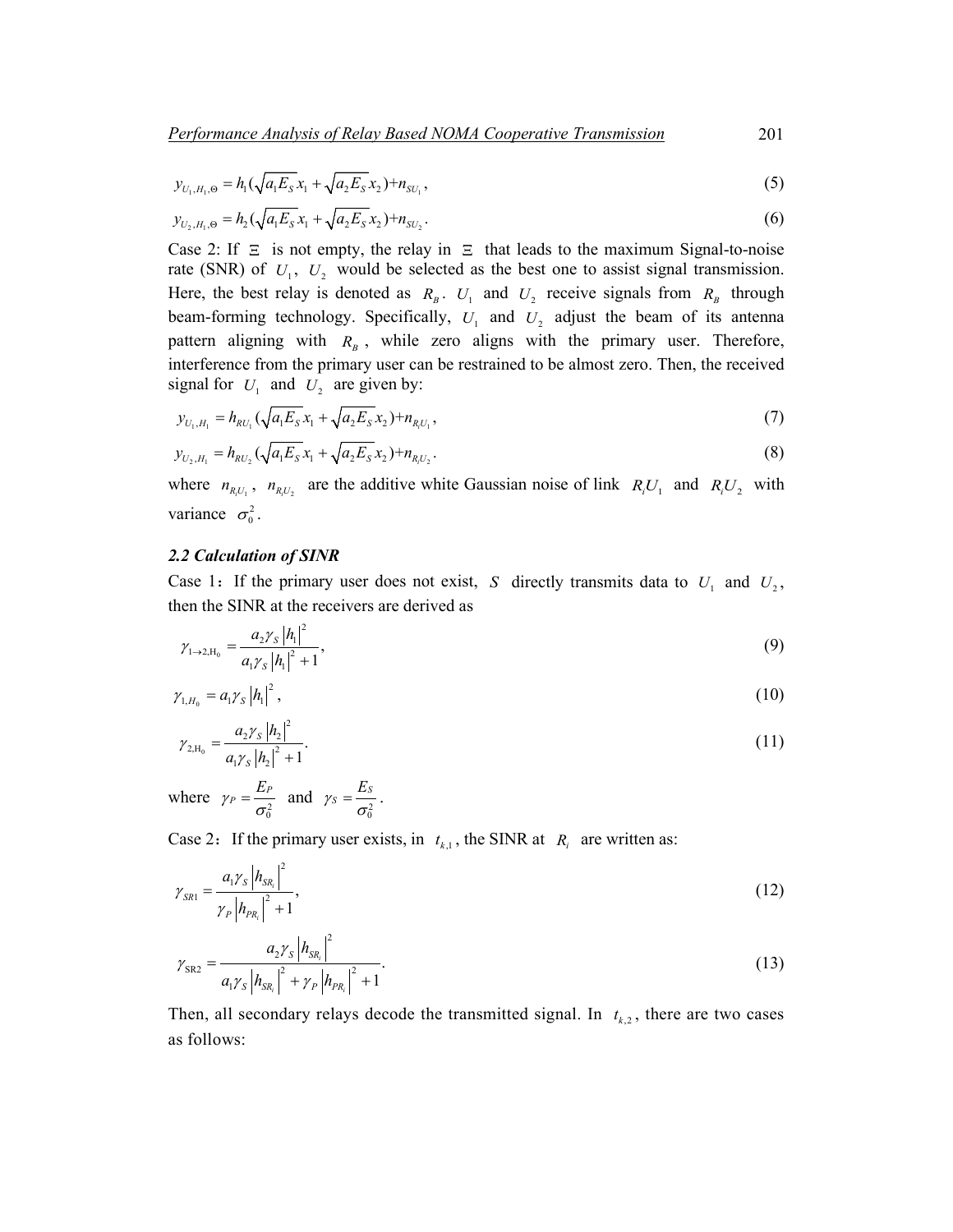$$y_{U_1,H_1,\Theta} = h_1(\sqrt{a_1 E_S}x_1 + \sqrt{a_2 E_S}x_2)+n_{SU_1}, \tag{5}$$

$$y_{U_2,H_1,\Theta} = h_2(\sqrt{a_1 E_S}x_1 + \sqrt{a_2 E_S}x_2)+n_{SU_2}. \tag{6}$$

Case 2: If $\Xi$ is not empty, the relay in $\Xi$ that leads to the maximum Signal-to-noise rate (SNR) of $U_1$, $U_2$ would be selected as the best one to assist signal transmission. Here, the best relay is denoted as $R_B$. $U_1$ and $U_2$ receive signals from $R_B$ through beam-forming technology. Specifically, $U_1$ and $U_2$ adjust the beam of its antenna pattern aligning with $R_B$, while zero aligns with the primary user. Therefore, interference from the primary user can be restrained to be almost zero. Then, the received signal for $U_1$ and $U_2$ are given by:

$$y_{U_1,H_1} = h_{RU_1}(\sqrt{a_1 E_S}x_1 + \sqrt{a_2 E_S}x_2)+n_{R_iU_1}, \tag{7}$$

$$y_{U_2,H_1} = h_{RU_2}(\sqrt{a_1 E_S}x_1 + \sqrt{a_2 E_S}x_2)+n_{R_iU_2}. \tag{8}$$

where $n_{R_iU_1}$, $n_{R_iU_2}$ are the additive white Gaussian noise of link $R_iU_1$ and $R_iU_2$ with variance $\sigma_0^2$.

### *2.2 Calculation of SINR*

Case 1：If the primary user does not exist, $S$ directly transmits data to $U_1$ and $U_2$, then the SINR at the receivers are derived as

$$\gamma_{1\to 2,\mathrm{H}_0} = \frac{a_2\gamma_S |h_1|^2}{a_1\gamma_S |h_1|^2 + 1}, \tag{9}$$

$$\gamma_{1,H_0} = a_1\gamma_S |h_1|^2, \tag{10}$$

$$\gamma_{2,\mathrm{H}_0} = \frac{a_2\gamma_S |h_2|^2}{a_1\gamma_S |h_2|^2 + 1}. \tag{11}$$

where $\gamma_P = \dfrac{E_P}{\sigma_0^2}$ and $\gamma_S = \dfrac{E_S}{\sigma_0^2}$.

Case 2：If the primary user exists, in $t_{k,1}$, the SINR at $R_i$ are written as:

$$\gamma_{SR1} = \frac{a_1\gamma_S |h_{SR_i}|^2}{\gamma_P |h_{PR_i}|^2 + 1}, \tag{12}$$

$$\gamma_{\mathrm{SR}2} = \frac{a_2\gamma_S |h_{SR_i}|^2}{a_1\gamma_S |h_{SR_i}|^2 + \gamma_P |h_{PR_i}|^2 + 1}. \tag{13}$$

Then, all secondary relays decode the transmitted signal. In $t_{k,2}$, there are two cases as follows: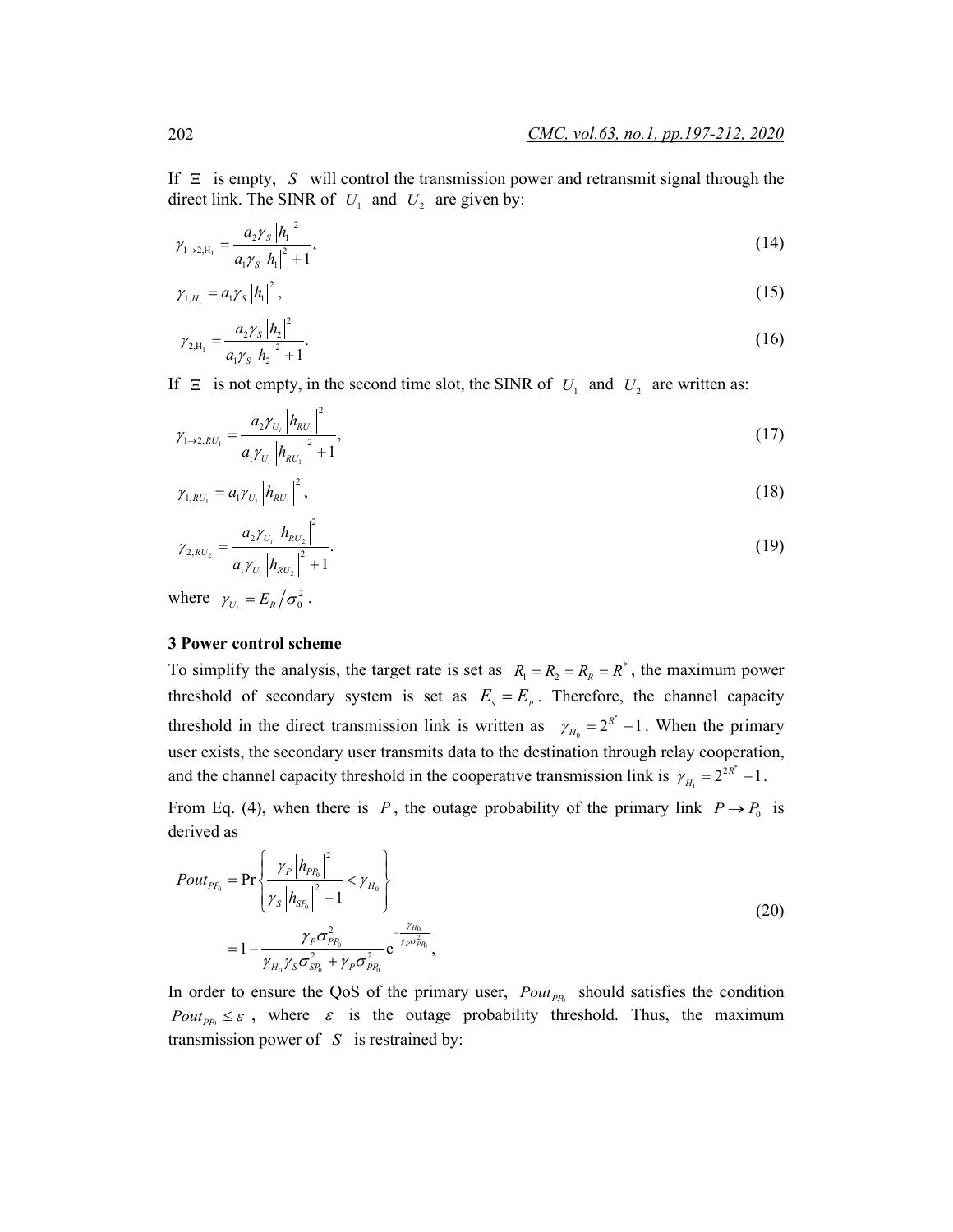If $\Xi$ is empty, $S$ will control the transmission power and retransmit signal through the direct link. The SINR of $U_1$ and $U_2$ are given by:

$$\gamma_{1\to 2,\mathrm{H}_1} = \frac{a_2 \gamma_S |h_1|^2}{a_1 \gamma_S |h_1|^2 + 1}, \tag{14}$$

$$\gamma_{1,H_1} = a_1 \gamma_S |h_1|^2, \tag{15}$$

$$\gamma_{2,\mathrm{H}_1} = \frac{a_2 \gamma_S |h_2|^2}{a_1 \gamma_S |h_2|^2 + 1}. \tag{16}$$

If $\Xi$ is not empty, in the second time slot, the SINR of $U_1$ and $U_2$ are written as:

$$\gamma_{1\to 2,RU_1} = \frac{a_2 \gamma_{U_i} |h_{RU_1}|^2}{a_1 \gamma_{U_i} |h_{RU_1}|^2 + 1}, \tag{17}$$

$$\gamma_{1,RU_1} = a_1 \gamma_{U_i} |h_{RU_1}|^2, \tag{18}$$

$$\gamma_{2,RU_2} = \frac{a_2 \gamma_{U_i} |h_{RU_2}|^2}{a_1 \gamma_{U_i} |h_{RU_2}|^2 + 1}. \tag{19}$$

where $\gamma_{U_i} = E_R / \sigma_0^2$.

### 3 Power control scheme

To simplify the analysis, the target rate is set as $R_1 = R_2 = R_R = R^*$, the maximum power threshold of secondary system is set as $E_S = E_P$. Therefore, the channel capacity threshold in the direct transmission link is written as $\gamma_{H_0} = 2^{R^*} - 1$. When the primary user exists, the secondary user transmits data to the destination through relay cooperation, and the channel capacity threshold in the cooperative transmission link is $\gamma_{H_1} = 2^{2R^*} - 1$.

From Eq. (4), when there is $P$, the outage probability of the primary link $P \to P_0$ is derived as

$$\begin{aligned}
Pout_{PP_0} &= \Pr\left\{ \frac{\gamma_P |h_{PP_0}|^2}{\gamma_S |h_{SP_0}|^2 + 1} < \gamma_{H_0} \right\} \\
&= 1 - \frac{\gamma_P \sigma_{PP_0}^2}{\gamma_{H_0} \gamma_S \sigma_{SP_0}^2 + \gamma_P \sigma_{PP_0}^2} \mathrm{e}^{-\frac{\gamma_{H_0}}{\gamma_P \sigma_{PP_0}^2}},
\end{aligned} \tag{20}$$

In order to ensure the QoS of the primary user, $Pout_{PP_0}$ should satisfies the condition $Pout_{PP_0} \le \varepsilon$, where $\varepsilon$ is the outage probability threshold. Thus, the maximum transmission power of $S$ is restrained by: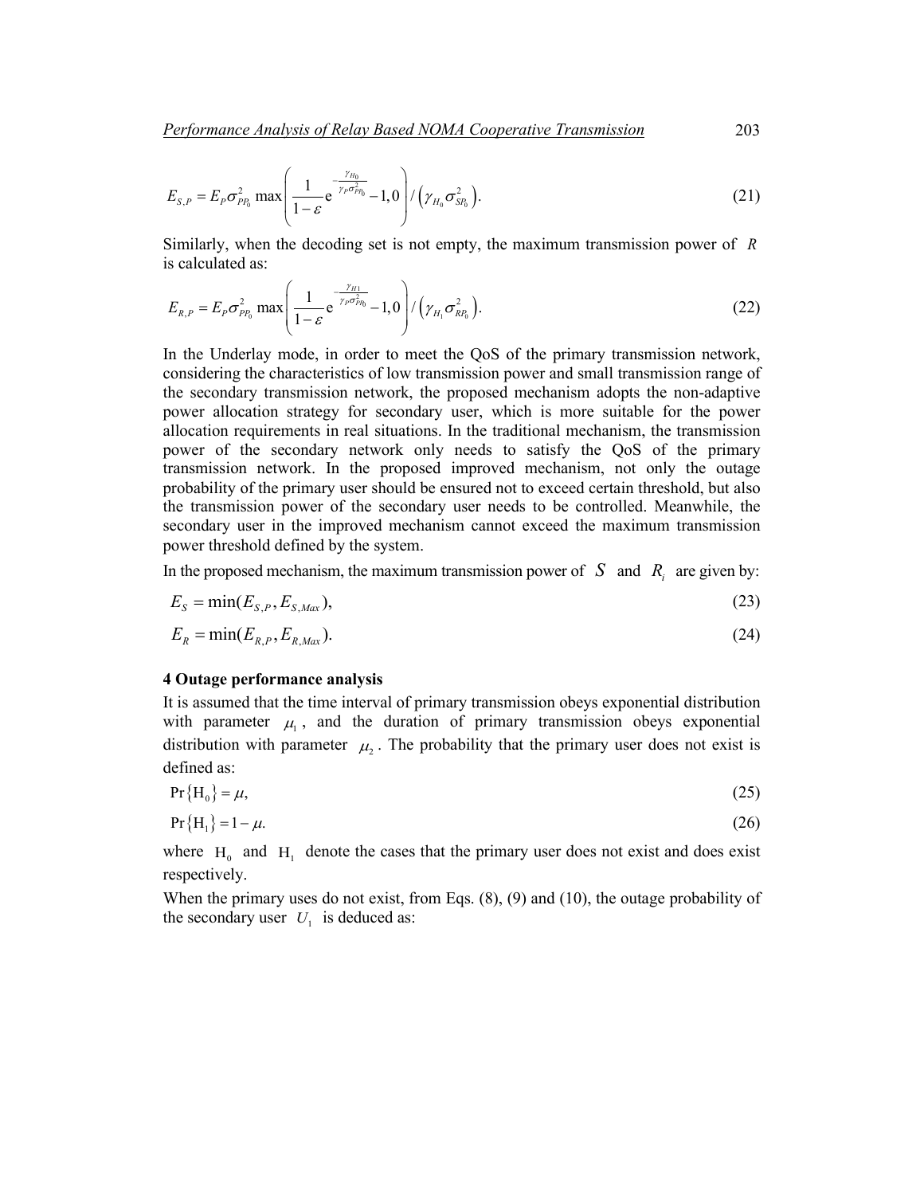$$E_{S,P} = E_P \sigma_{PP_0}^2 \max\left( \frac{1}{1-\varepsilon} \mathrm{e}^{-\frac{\gamma_{H_0}}{\gamma_P \sigma_{PP_0}^2}} - 1, 0 \right) / \left( \gamma_{H_0} \sigma_{SP_0}^2 \right). \tag{21}$$

Similarly, when the decoding set is not empty, the maximum transmission power of $R$ is calculated as:

$$E_{R,P} = E_P \sigma_{PP_0}^2 \max\left( \frac{1}{1-\varepsilon} \mathrm{e}^{-\frac{\gamma_{H1}}{\gamma_P \sigma_{PP_0}^2}} - 1, 0 \right) / \left( \gamma_{H_1} \sigma_{RP_0}^2 \right). \tag{22}$$

In the Underlay mode, in order to meet the QoS of the primary transmission network, considering the characteristics of low transmission power and small transmission range of the secondary transmission network, the proposed mechanism adopts the non-adaptive power allocation strategy for secondary user, which is more suitable for the power allocation requirements in real situations. In the traditional mechanism, the transmission power of the secondary network only needs to satisfy the QoS of the primary transmission network. In the proposed improved mechanism, not only the outage probability of the primary user should be ensured not to exceed certain threshold, but also the transmission power of the secondary user needs to be controlled. Meanwhile, the secondary user in the improved mechanism cannot exceed the maximum transmission power threshold defined by the system.

In the proposed mechanism, the maximum transmission power of $S$ and $R_i$ are given by:

$$E_S = \min(E_{S,P}, E_{S,Max}), \tag{23}$$

$$E_R = \min(E_{R,P}, E_{R,Max}). \tag{24}$$

## 4 Outage performance analysis

It is assumed that the time interval of primary transmission obeys exponential distribution with parameter $\mu_1$, and the duration of primary transmission obeys exponential distribution with parameter $\mu_2$. The probability that the primary user does not exist is defined as:

$$\Pr\{\mathrm{H}_0\} = \mu, \tag{25}$$

$$\Pr\{\mathrm{H}_1\} = 1 - \mu. \tag{26}$$

where $\mathrm{H}_0$ and $\mathrm{H}_1$ denote the cases that the primary user does not exist and does exist respectively.

When the primary uses do not exist, from Eqs. (8), (9) and (10), the outage probability of the secondary user $U_1$ is deduced as: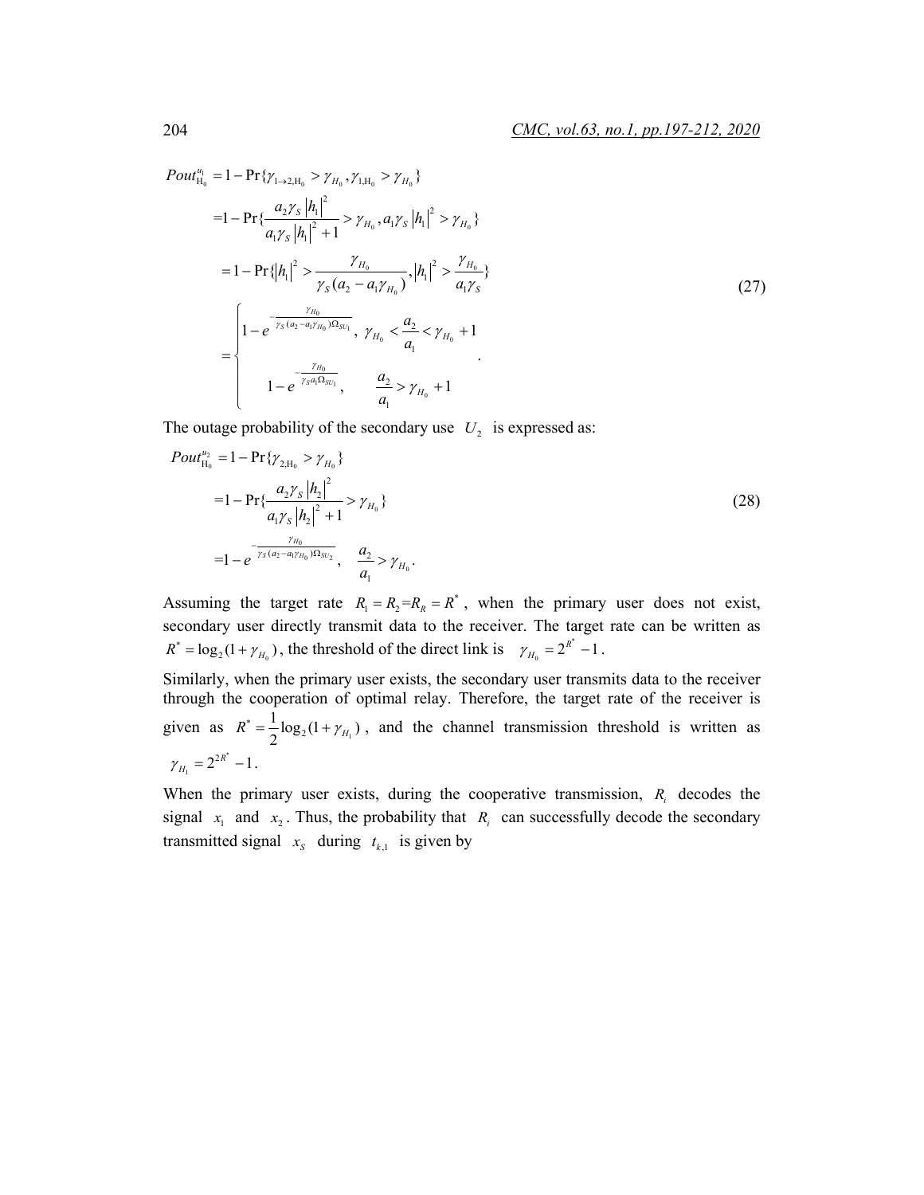$$
\begin{aligned}
Pout_{\mathrm{H}_0}^{u_1} &= 1-\Pr\{\gamma_{1\to 2,\mathrm{H}_0} > \gamma_{H_0}, \gamma_{1,\mathrm{H}_0} > \gamma_{H_0}\} \\
&= 1-\Pr\{\frac{a_2\gamma_S |h_1|^2}{a_1\gamma_S |h_1|^2+1} > \gamma_{H_0}, a_1\gamma_S |h_1|^2 > \gamma_{H_0}\} \\
&= 1-\Pr\{|h_1|^2 > \frac{\gamma_{H_0}}{\gamma_S(a_2-a_1\gamma_{H_0})}, |h_1|^2 > \frac{\gamma_{H_0}}{a_1\gamma_S}\} \\
&= \begin{cases} 1-e^{-\frac{\gamma_{H_0}}{\gamma_S(a_2-a_1\gamma_{H_0})\Omega_{SU_1}}}, & \gamma_{H_0} < \frac{a_2}{a_1} < \gamma_{H_0}+1 \\ 1-e^{-\frac{\gamma_{H_0}}{\gamma_S a_1 \Omega_{SU_1}}}, & \frac{a_2}{a_1} > \gamma_{H_0}+1 \end{cases}.
\end{aligned}
\tag{27}
$$

The outage probability of the secondary use $U_2$ is expressed as:

$$
\begin{aligned}
Pout_{\mathrm{H}_0}^{u_2} &= 1-\Pr\{\gamma_{2,\mathrm{H}_0} > \gamma_{H_0}\} \\
&= 1-\Pr\{\frac{a_2\gamma_S |h_2|^2}{a_1\gamma_S |h_2|^2+1} > \gamma_{H_0}\} \\
&= 1-e^{-\frac{\gamma_{H_0}}{\gamma_S(a_2-a_1\gamma_{H_0})\Omega_{SU_2}}}, \quad \frac{a_2}{a_1} > \gamma_{H_0}.
\end{aligned}
\tag{28}
$$

Assuming the target rate $R_1 = R_2 = R_R = R^*$, when the primary user does not exist, secondary user directly transmit data to the receiver. The target rate can be written as $R^* = \log_2(1+\gamma_{H_0})$, the threshold of the direct link is $\gamma_{H_0} = 2^{R^*}-1$.

Similarly, when the primary user exists, the secondary user transmits data to the receiver through the cooperation of optimal relay. Therefore, the target rate of the receiver is given as $R^* = \frac{1}{2}\log_2(1+\gamma_{H_1})$, and the channel transmission threshold is written as $\gamma_{H_1} = 2^{2R^*}-1$.

When the primary user exists, during the cooperative transmission, $R_i$ decodes the signal $x_1$ and $x_2$. Thus, the probability that $R_i$ can successfully decode the secondary transmitted signal $x_S$ during $t_{k,1}$ is given by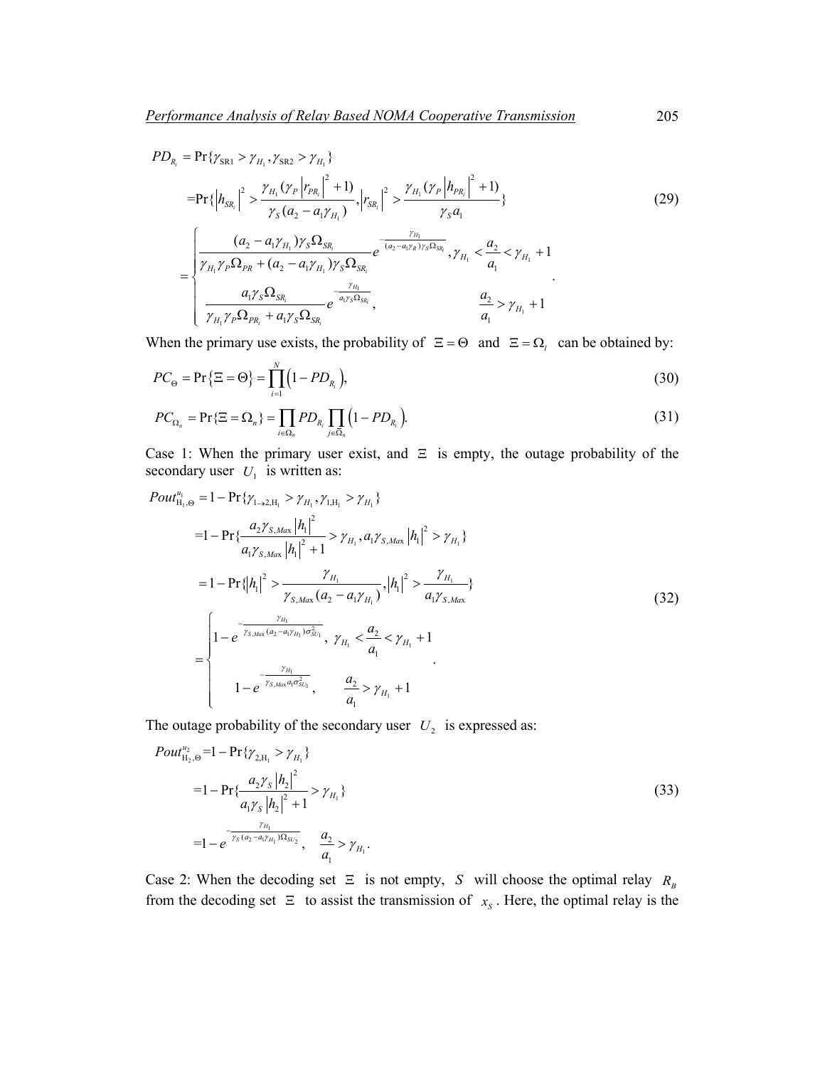$$
\begin{aligned}
PD_{R_i} &= \Pr\{\gamma_{\text{SR1}} > \gamma_{H_1}, \gamma_{\text{SR2}} > \gamma_{H_1}\} \\
&= \Pr\{|h_{SR_i}|^2 > \frac{\gamma_{H_1}(\gamma_P |r_{PR_i}|^2 + 1)}{\gamma_S(a_2 - a_1\gamma_{H_1})}, |r_{SR_i}|^2 > \frac{\gamma_{H_1}(\gamma_P |h_{PR_i}|^2 + 1)}{\gamma_S a_1}\} \\
&= \begin{cases} \dfrac{(a_2 - a_1\gamma_{H_1})\gamma_S \Omega_{SR_i}}{\gamma_{H_1}\gamma_P \Omega_{PR} + (a_2 - a_1\gamma_{H_1})\gamma_S \Omega_{SR_i}} e^{-\frac{\gamma_{H_1}}{(a_2 - a_1\gamma_R)\gamma_S \Omega_{SR_i}}}, \gamma_{H_1} < \dfrac{a_2}{a_1} < \gamma_{H_1} + 1 \\[2ex] \dfrac{a_1\gamma_S \Omega_{SR_i}}{\gamma_{H_1}\gamma_P \Omega_{PR_i} + a_1\gamma_S \Omega_{SR_i}} e^{-\frac{\gamma_{H_1}}{a_1\gamma_S \Omega_{SR_i}}}, \qquad \dfrac{a_2}{a_1} > \gamma_{H_1} + 1 \end{cases}
\end{aligned} \tag{29}
$$

When the primary use exists, the probability of $\Xi = \Theta$ and $\Xi = \Omega_l$ can be obtained by:

$$
PC_{\Theta} = \Pr\{\Xi = \Theta\} = \prod_{i=1}^{N}\left(1 - PD_{R_i}\right), \tag{30}
$$

$$
PC_{\Omega_n} = \Pr\{\Xi = \Omega_n\} = \prod_{i \in \Omega_n} PD_{R_i} \prod_{j \in \bar{\Omega}_n}\left(1 - PD_{R_i}\right). \tag{31}
$$

Case 1: When the primary user exist, and $\Xi$ is empty, the outage probability of the secondary user $U_1$ is written as:

$$
\begin{aligned}
Pout_{\text{H}_1,\Theta}^{u_1} &= 1 - \Pr\{\gamma_{1\to 2,\text{H}_1} > \gamma_{H_1}, \gamma_{1,\text{H}_1} > \gamma_{H_1}\} \\
&= 1 - \Pr\{\frac{a_2\gamma_{S,Max}|h_1|^2}{a_1\gamma_{S,Max}|h_1|^2 + 1} > \gamma_{H_1}, a_1\gamma_{S,Max}|h_1|^2 > \gamma_{H_1}\} \\
&= 1 - \Pr\{|h_1|^2 > \frac{\gamma_{H_1}}{\gamma_{S,Max}(a_2 - a_1\gamma_{H_1})}, |h_1|^2 > \frac{\gamma_{H_1}}{a_1\gamma_{S,Max}}\} \\
&= \begin{cases} 1 - e^{-\frac{\gamma_{H_1}}{\gamma_{S,Max}(a_2 - a_1\gamma_{H_1})\sigma_{SU_1}^2}}, \ \gamma_{H_1} < \dfrac{a_2}{a_1} < \gamma_{H_1} + 1 \\[2ex] 1 - e^{-\frac{\gamma_{H_1}}{\gamma_{S,Max}a_1\sigma_{SU_1}^2}}, \qquad \dfrac{a_2}{a_1} > \gamma_{H_1} + 1 \end{cases}
\end{aligned} \tag{32}
$$

The outage probability of the secondary user $U_2$ is expressed as:

$$
\begin{aligned}
Pout_{\text{H}_2,\Theta}^{u_2} &= 1 - \Pr\{\gamma_{2,\text{H}_1} > \gamma_{H_1}\} \\
&= 1 - \Pr\{\frac{a_2\gamma_S|h_2|^2}{a_1\gamma_S|h_2|^2 + 1} > \gamma_{H_1}\} \\
&= 1 - e^{-\frac{\gamma_{H_1}}{\gamma_S(a_2 - a_1\gamma_{H_1})\Omega_{SU_2}}}, \quad \frac{a_2}{a_1} > \gamma_{H_1}.
\end{aligned} \tag{33}
$$

Case 2: When the decoding set $\Xi$ is not empty, $S$ will choose the optimal relay $R_B$ from the decoding set $\Xi$ to assist the transmission of $x_S$. Here, the optimal relay is the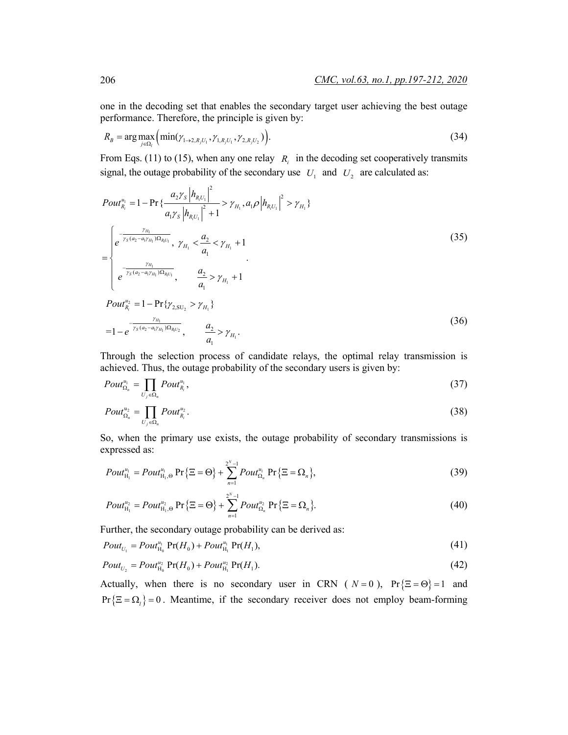one in the decoding set that enables the secondary target user achieving the best outage performance. Therefore, the principle is given by:

$$R_B = \arg\max_{j\in\Omega_l}\left(\min(\gamma_{1\to 2,R_jU_1}, \gamma_{1,R_jU_1}, \gamma_{2,R_jU_2})\right). \tag{34}$$

From Eqs. (11) to (15), when any one relay $R_i$ in the decoding set cooperatively transmits signal, the outage probability of the secondary use $U_1$ and $U_2$ are calculated as:

$$\begin{aligned}
Pout_{R_i}^{u_1} &= 1 - \Pr\{\frac{a_2\gamma_S \left|h_{R_iU_1}\right|^2}{a_1\gamma_S \left|h_{R_iU_1}\right|^2 + 1} > \gamma_{H_1}, a_1\rho\left|h_{R_iU_1}\right|^2 > \gamma_{H_1}\} \\
&= \begin{cases} e^{-\frac{\gamma_{H_1}}{\gamma_S(a_2 - a_1\gamma_{H_1})\Omega_{R_iU_1}}}, & \gamma_{H_1} < \dfrac{a_2}{a_1} < \gamma_{H_1} + 1 \\ e^{-\frac{\gamma_{H_1}}{\gamma_S(a_2 - a_1\gamma_{H_1})\Omega_{R_iU_1}}}, & \dfrac{a_2}{a_1} > \gamma_{H_1} + 1 \end{cases}.
\end{aligned} \tag{35}$$

$$\begin{aligned}
Pout_{R_i}^{u_2} &= 1 - \Pr\{\gamma_{2,\mathrm{SU}_2} > \gamma_{H_1}\} \\
&= 1 - e^{-\frac{\gamma_{H_1}}{\gamma_S(a_2 - a_1\gamma_{H_1})\Omega_{R_iU_2}}}, \qquad \frac{a_2}{a_1} > \gamma_{H_1}.
\end{aligned} \tag{36}$$

Through the selection process of candidate relays, the optimal relay transmission is achieved. Thus, the outage probability of the secondary users is given by:

$$Pout_{\Omega_n}^{u_1} = \prod_{U_j\in\Omega_n} Pout_{R_i}^{u_1}, \tag{37}$$

$$Pout_{\Omega_n}^{u_2} = \prod_{U_j\in\Omega_n} Pout_{R_i}^{u_2}. \tag{38}$$

So, when the primary use exists, the outage probability of secondary transmissions is expressed as:

$$Pout_{\mathrm{H}_1}^{u_1} = Pout_{\mathrm{H}_1,\Theta}^{u_1}\Pr\{\Xi = \Theta\} + \sum_{n=1}^{2^N-1} Pout_{\Omega_n}^{u_1}\Pr\{\Xi = \Omega_n\}, \tag{39}$$

$$Pout_{\mathrm{H}_1}^{u_2} = Pout_{\mathrm{H}_1,\Theta}^{u_2}\Pr\{\Xi = \Theta\} + \sum_{n=1}^{2^N-1} Pout_{\Omega_n}^{u_2}\Pr\{\Xi = \Omega_n\}. \tag{40}$$

Further, the secondary outage probability can be derived as:

$$Pout_{U_1} = Pout_{\mathrm{H}_0}^{u_1}\Pr(H_0) + Pout_{\mathrm{H}_1}^{u_1}\Pr(H_1), \tag{41}$$

$$Pout_{U_2} = Pout_{\mathrm{H}_0}^{u_2}\Pr(H_0) + Pout_{\mathrm{H}_1}^{u_2}\Pr(H_1). \tag{42}$$

Actually, when there is no secondary user in CRN ($N = 0$), $\Pr\{\Xi = \Theta\} = 1$ and $\Pr\{\Xi = \Omega_l\} = 0$. Meantime, if the secondary receiver does not employ beam-forming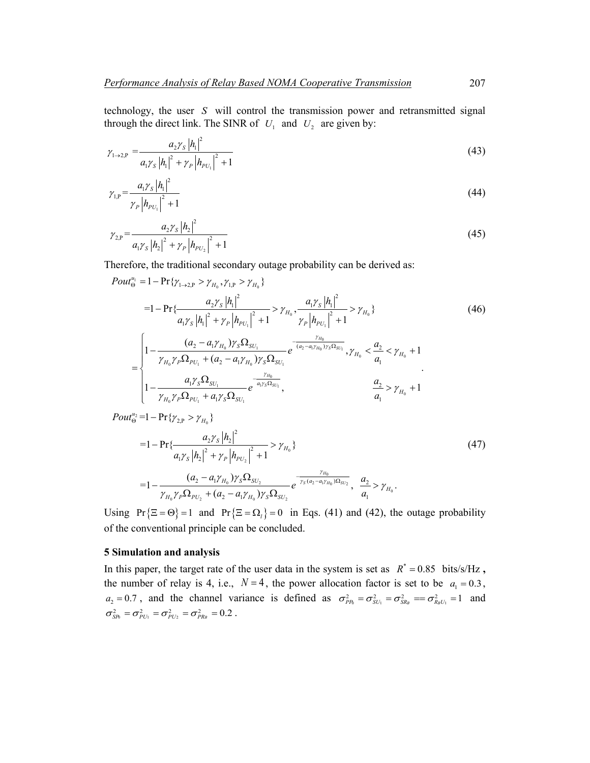technology, the user $S$ will control the transmission power and retransmitted signal through the direct link. The SINR of $U_1$ and $U_2$ are given by:

$$\gamma_{1\to 2,\mathrm{P}} = \frac{a_2 \gamma_S |h_1|^2}{a_1 \gamma_S |h_1|^2 + \gamma_P |h_{PU_1}|^2 + 1} \tag{43}$$

$$\gamma_{1,\mathrm{P}} = \frac{a_1 \gamma_S |h_1|^2}{\gamma_P |h_{PU_1}|^2 + 1} \tag{44}$$

$$\gamma_{2,\mathrm{P}} = \frac{a_2 \gamma_S |h_2|^2}{a_1 \gamma_S |h_2|^2 + \gamma_P |h_{PU_2}|^2 + 1} \tag{45}$$

Therefore, the traditional secondary outage probability can be derived as:

$$\begin{aligned}
Pout_{\Theta}^{u_1} &= 1 - \Pr\{\gamma_{1\to 2,\mathrm{P}} > \gamma_{H_0}, \gamma_{1,\mathrm{P}} > \gamma_{H_0}\} \\
&= 1 - \Pr\{\frac{a_2 \gamma_S |h_1|^2}{a_1 \gamma_S |h_1|^2 + \gamma_P |h_{PU_1}|^2 + 1} > \gamma_{H_0}, \frac{a_1 \gamma_S |h_1|^2}{\gamma_P |h_{PU_1}|^2 + 1} > \gamma_{H_0}\} \\
&= \begin{cases}
1 - \dfrac{(a_2 - a_1\gamma_{H_0})\gamma_S \Omega_{SU_1}}{\gamma_{H_0}\gamma_P \Omega_{PU_1} + (a_2 - a_1\gamma_{H_0})\gamma_S \Omega_{SU_1}} e^{-\frac{\gamma_{H_0}}{(a_2 - a_1\gamma_{H_0})\gamma_S \Omega_{SU_1}}}, \gamma_{H_0} < \dfrac{a_2}{a_1} < \gamma_{H_0} + 1 \\
1 - \dfrac{a_1 \gamma_S \Omega_{SU_1}}{\gamma_{H_0}\gamma_P \Omega_{PU_1} + a_1 \gamma_S \Omega_{SU_1}} e^{-\frac{\gamma_{H_0}}{a_1 \gamma_S \Omega_{SU_1}}}, \qquad \dfrac{a_2}{a_1} > \gamma_{H_0} + 1
\end{cases}.
\end{aligned} \tag{46}$$

$$\begin{aligned}
Pout_{\Theta}^{u_2} &= 1 - \Pr\{\gamma_{2,\mathrm{P}} > \gamma_{H_0}\} \\
&= 1 - \Pr\{\frac{a_2 \gamma_S |h_2|^2}{a_1 \gamma_S |h_2|^2 + \gamma_P |h_{PU_2}|^2 + 1} > \gamma_{H_0}\} \\
&= 1 - \frac{(a_2 - a_1\gamma_{H_0})\gamma_S \Omega_{SU_2}}{\gamma_{H_0}\gamma_P \Omega_{PU_2} + (a_2 - a_1\gamma_{H_0})\gamma_S \Omega_{SU_2}} e^{-\frac{\gamma_{H_0}}{\gamma_S (a_2 - a_1\gamma_{H_0})\Omega_{SU_2}}}, \ \frac{a_2}{a_1} > \gamma_{H_0}.
\end{aligned} \tag{47}$$

Using $\Pr\{\Xi = \Theta\} = 1$ and $\Pr\{\Xi = \Omega_l\} = 0$ in Eqs. (41) and (42), the outage probability of the conventional principle can be concluded.

## 5 Simulation and analysis

In this paper, the target rate of the user data in the system is set as $R^* = 0.85$ bits/s/Hz **,** the number of relay is 4, i.e., $N = 4$, the power allocation factor is set to be $a_1 = 0.3$, $a_2 = 0.7$, and the channel variance is defined as $\sigma_{PP_0}^2 = \sigma_{SU_1}^2 = \sigma_{SR_B}^2 == \sigma_{R_BU_1}^2 = 1$ and $\sigma_{SP_0}^2 = \sigma_{PU_1}^2 = \sigma_{PU_2}^2 = \sigma_{PR_B}^2 = 0.2$.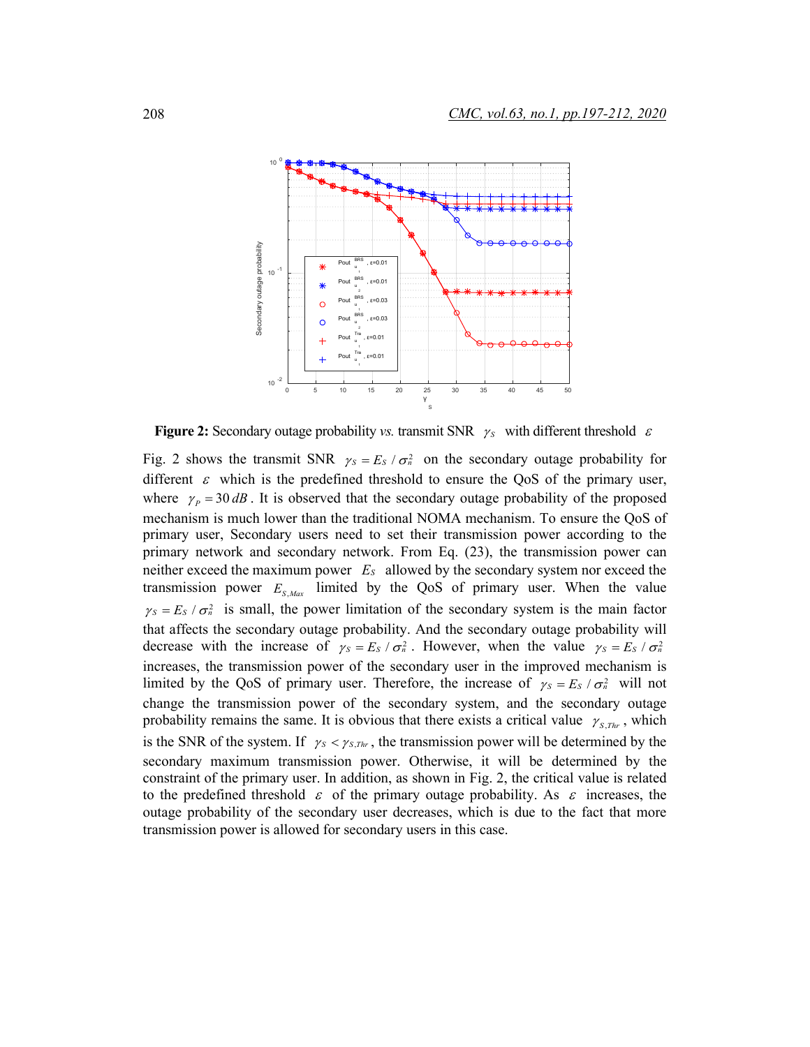**Figure 2:** Secondary outage probability *vs.* transmit SNR $\gamma_S$ with different threshold $\varepsilon$

Fig. 2 shows the transmit SNR $\gamma_S = E_S / \sigma_n^2$ on the secondary outage probability for different $\varepsilon$ which is the predefined threshold to ensure the QoS of the primary user, where $\gamma_P = 30\,dB$. It is observed that the secondary outage probability of the proposed mechanism is much lower than the traditional NOMA mechanism. To ensure the QoS of primary user, Secondary users need to set their transmission power according to the primary network and secondary network. From Eq. (23), the transmission power can neither exceed the maximum power $E_S$ allowed by the secondary system nor exceed the transmission power $E_{S,Max}$ limited by the QoS of primary user. When the value $\gamma_S = E_S / \sigma_n^2$ is small, the power limitation of the secondary system is the main factor that affects the secondary outage probability. And the secondary outage probability will decrease with the increase of $\gamma_S = E_S / \sigma_n^2$. However, when the value $\gamma_S = E_S / \sigma_n^2$ increases, the transmission power of the secondary user in the improved mechanism is limited by the QoS of primary user. Therefore, the increase of $\gamma_S = E_S / \sigma_n^2$ will not change the transmission power of the secondary system, and the secondary outage probability remains the same. It is obvious that there exists a critical value $\gamma_{S,Thr}$, which is the SNR of the system. If $\gamma_S < \gamma_{S,Thr}$, the transmission power will be determined by the secondary maximum transmission power. Otherwise, it will be determined by the constraint of the primary user. In addition, as shown in Fig. 2, the critical value is related to the predefined threshold $\varepsilon$ of the primary outage probability. As $\varepsilon$ increases, the outage probability of the secondary user decreases, which is due to the fact that more transmission power is allowed for secondary users in this case.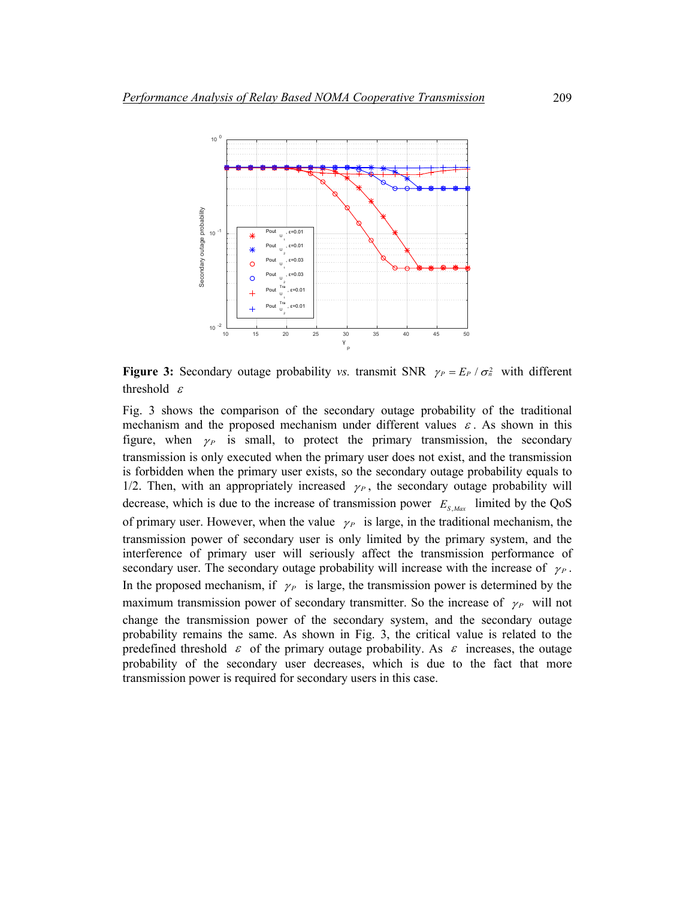**Figure 3:** Secondary outage probability *vs.* transmit SNR $\gamma_P = E_P / \sigma_n^2$ with different threshold $\varepsilon$

Fig. 3 shows the comparison of the secondary outage probability of the traditional mechanism and the proposed mechanism under different values $\varepsilon$. As shown in this figure, when $\gamma_P$ is small, to protect the primary transmission, the secondary transmission is only executed when the primary user does not exist, and the transmission is forbidden when the primary user exists, so the secondary outage probability equals to 1/2. Then, with an appropriately increased $\gamma_P$, the secondary outage probability will decrease, which is due to the increase of transmission power $E_{S,Max}$ limited by the QoS of primary user. However, when the value $\gamma_P$ is large, in the traditional mechanism, the transmission power of secondary user is only limited by the primary system, and the interference of primary user will seriously affect the transmission performance of secondary user. The secondary outage probability will increase with the increase of $\gamma_P$. In the proposed mechanism, if $\gamma_P$ is large, the transmission power is determined by the maximum transmission power of secondary transmitter. So the increase of $\gamma_P$ will not change the transmission power of the secondary system, and the secondary outage probability remains the same. As shown in Fig. 3, the critical value is related to the predefined threshold $\varepsilon$ of the primary outage probability. As $\varepsilon$ increases, the outage probability of the secondary user decreases, which is due to the fact that more transmission power is required for secondary users in this case.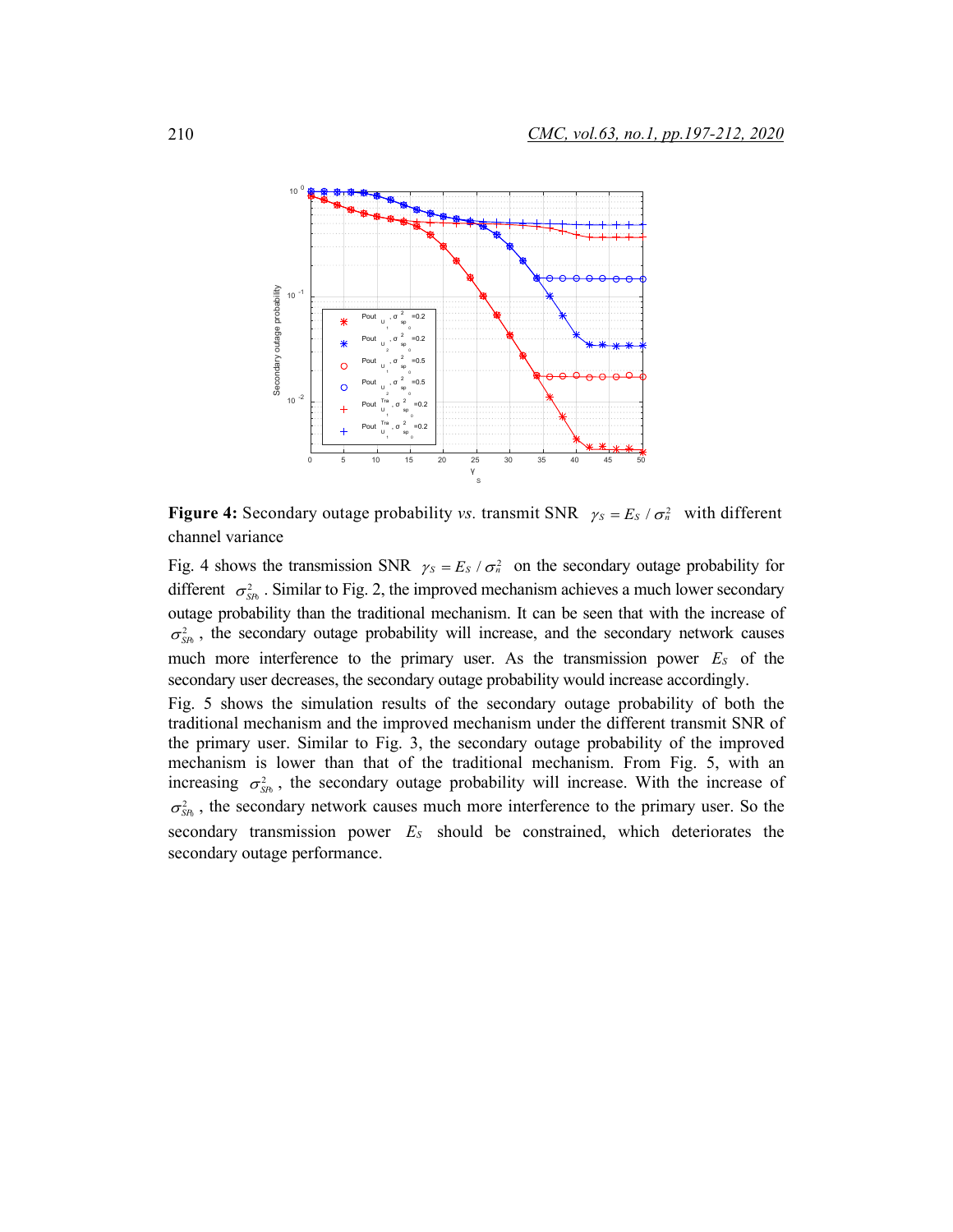**Figure 4:** Secondary outage probability *vs.* transmit SNR $\gamma_S = E_S / \sigma_n^2$ with different channel variance

Fig. 4 shows the transmission SNR $\gamma_S = E_S / \sigma_n^2$ on the secondary outage probability for different $\sigma_{SP_0}^2$. Similar to Fig. 2, the improved mechanism achieves a much lower secondary outage probability than the traditional mechanism. It can be seen that with the increase of $\sigma_{SP_0}^2$, the secondary outage probability will increase, and the secondary network causes much more interference to the primary user. As the transmission power $E_S$ of the secondary user decreases, the secondary outage probability would increase accordingly.

Fig. 5 shows the simulation results of the secondary outage probability of both the traditional mechanism and the improved mechanism under the different transmit SNR of the primary user. Similar to Fig. 3, the secondary outage probability of the improved mechanism is lower than that of the traditional mechanism. From Fig. 5, with an increasing $\sigma_{SP_0}^2$, the secondary outage probability will increase. With the increase of $\sigma_{SP_0}^2$, the secondary network causes much more interference to the primary user. So the secondary transmission power $E_S$ should be constrained, which deteriorates the secondary outage performance.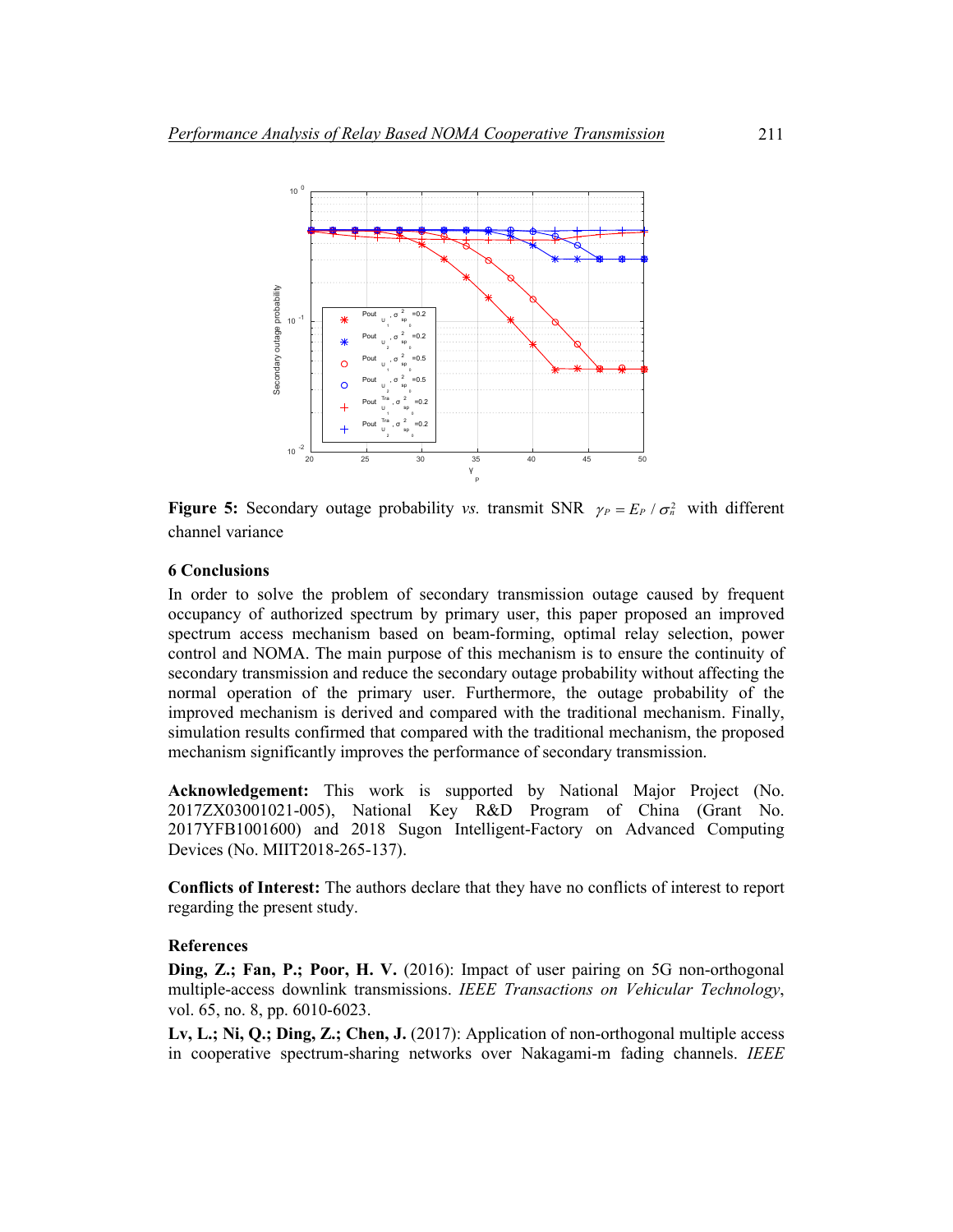**Figure 5:** Secondary outage probability *vs.* transmit SNR $\gamma_P = E_P / \sigma_n^2$ with different channel variance

### 6 Conclusions

In order to solve the problem of secondary transmission outage caused by frequent occupancy of authorized spectrum by primary user, this paper proposed an improved spectrum access mechanism based on beam-forming, optimal relay selection, power control and NOMA. The main purpose of this mechanism is to ensure the continuity of secondary transmission and reduce the secondary outage probability without affecting the normal operation of the primary user. Furthermore, the outage probability of the improved mechanism is derived and compared with the traditional mechanism. Finally, simulation results confirmed that compared with the traditional mechanism, the proposed mechanism significantly improves the performance of secondary transmission.

**Acknowledgement:** This work is supported by National Major Project (No. 2017ZX03001021-005), National Key R&D Program of China (Grant No. 2017YFB1001600) and 2018 Sugon Intelligent-Factory on Advanced Computing Devices (No. MIIT2018-265-137).

**Conflicts of Interest:** The authors declare that they have no conflicts of interest to report regarding the present study.

### References

**Ding, Z.; Fan, P.; Poor, H. V.** (2016): Impact of user pairing on 5G non-orthogonal multiple-access downlink transmissions. *IEEE Transactions on Vehicular Technology*, vol. 65, no. 8, pp. 6010-6023.

**Lv, L.; Ni, Q.; Ding, Z.; Chen, J.** (2017): Application of non-orthogonal multiple access in cooperative spectrum-sharing networks over Nakagami-m fading channels. *IEEE*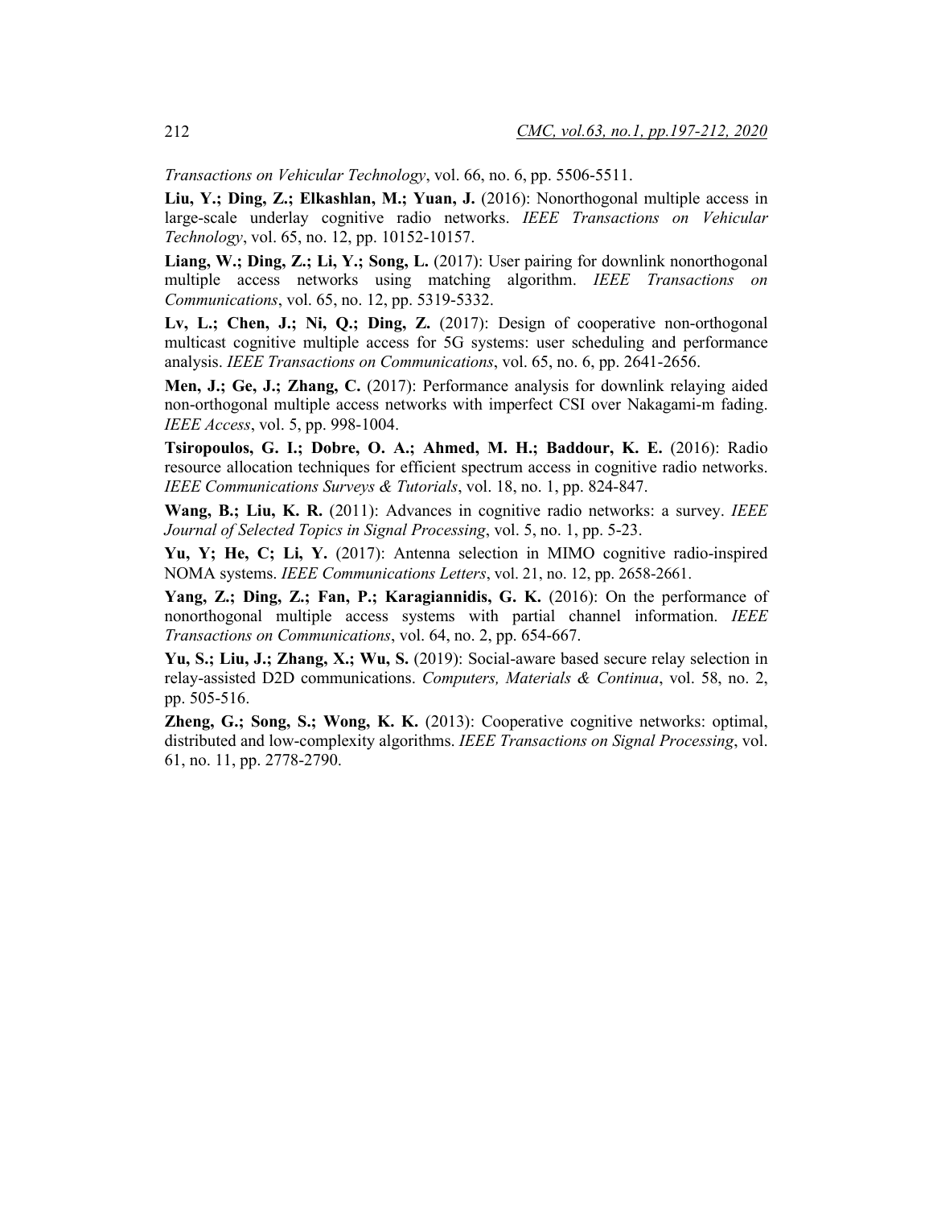*Transactions on Vehicular Technology*, vol. 66, no. 6, pp. 5506-5511.

**Liu, Y.; Ding, Z.; Elkashlan, M.; Yuan, J.** (2016): Nonorthogonal multiple access in large-scale underlay cognitive radio networks. *IEEE Transactions on Vehicular Technology*, vol. 65, no. 12, pp. 10152-10157.

**Liang, W.; Ding, Z.; Li, Y.; Song, L.** (2017): User pairing for downlink nonorthogonal multiple access networks using matching algorithm. *IEEE Transactions on Communications*, vol. 65, no. 12, pp. 5319-5332.

**Lv, L.; Chen, J.; Ni, Q.; Ding, Z.** (2017): Design of cooperative non-orthogonal multicast cognitive multiple access for 5G systems: user scheduling and performance analysis. *IEEE Transactions on Communications*, vol. 65, no. 6, pp. 2641-2656.

**Men, J.; Ge, J.; Zhang, C.** (2017): Performance analysis for downlink relaying aided non-orthogonal multiple access networks with imperfect CSI over Nakagami-m fading. *IEEE Access*, vol. 5, pp. 998-1004.

**Tsiropoulos, G. I.; Dobre, O. A.; Ahmed, M. H.; Baddour, K. E.** (2016): Radio resource allocation techniques for efficient spectrum access in cognitive radio networks. *IEEE Communications Surveys & Tutorials*, vol. 18, no. 1, pp. 824-847.

**Wang, B.; Liu, K. R.** (2011): Advances in cognitive radio networks: a survey. *IEEE Journal of Selected Topics in Signal Processing*, vol. 5, no. 1, pp. 5-23.

**Yu, Y; He, C; Li, Y.** (2017): Antenna selection in MIMO cognitive radio-inspired NOMA systems. *IEEE Communications Letters*, vol. 21, no. 12, pp. 2658-2661.

**Yang, Z.; Ding, Z.; Fan, P.; Karagiannidis, G. K.** (2016): On the performance of nonorthogonal multiple access systems with partial channel information. *IEEE Transactions on Communications*, vol. 64, no. 2, pp. 654-667.

**Yu, S.; Liu, J.; Zhang, X.; Wu, S.** (2019): Social-aware based secure relay selection in relay-assisted D2D communications. *Computers, Materials & Continua*, vol. 58, no. 2, pp. 505-516.

**Zheng, G.; Song, S.; Wong, K. K.** (2013): Cooperative cognitive networks: optimal, distributed and low-complexity algorithms. *IEEE Transactions on Signal Processing*, vol. 61, no. 11, pp. 2778-2790.